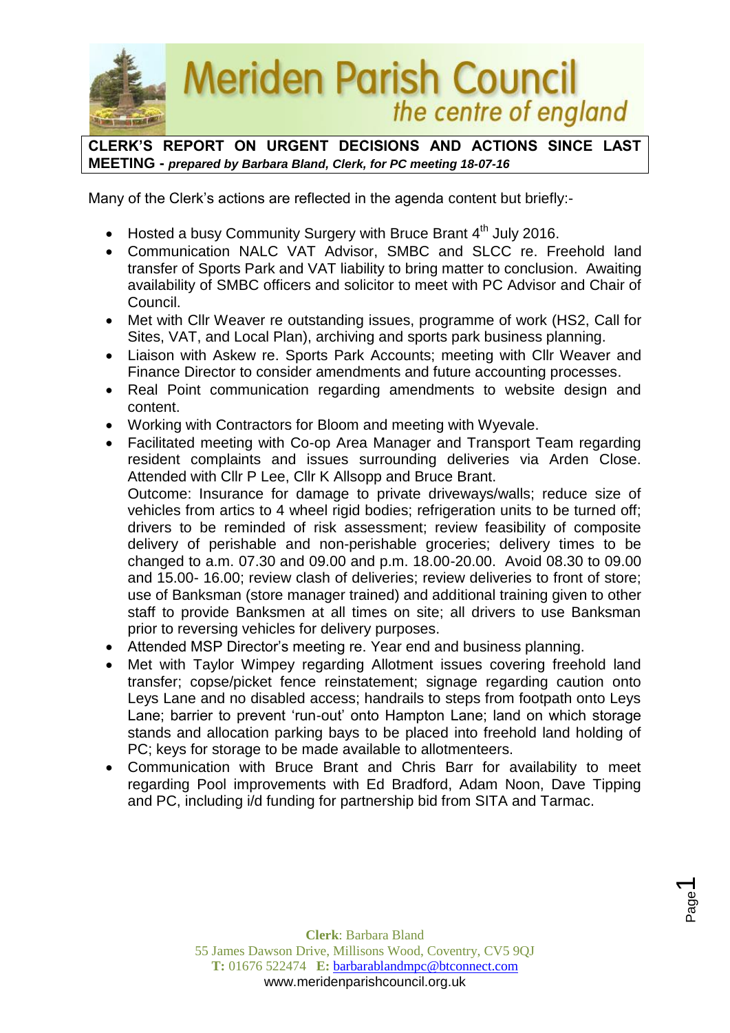# Meriden Parish Council

*the centre of england*

**CLERK'S REPORT ON URGENT DECISIONS AND ACTIONS SINCE LAST MEETING -** ***prepared by Barbara Bland, Clerk, for PC meeting 18-07-16***

Many of the Clerk's actions are reflected in the agenda content but briefly:-

- Hosted a busy Community Surgery with Bruce Brant 4th July 2016.
- Communication NALC VAT Advisor, SMBC and SLCC re. Freehold land transfer of Sports Park and VAT liability to bring matter to conclusion. Awaiting availability of SMBC officers and solicitor to meet with PC Advisor and Chair of Council.
- Met with Cllr Weaver re outstanding issues, programme of work (HS2, Call for Sites, VAT, and Local Plan), archiving and sports park business planning.
- Liaison with Askew re. Sports Park Accounts; meeting with Cllr Weaver and Finance Director to consider amendments and future accounting processes.
- Real Point communication regarding amendments to website design and content.
- Working with Contractors for Bloom and meeting with Wyevale.
- Facilitated meeting with Co-op Area Manager and Transport Team regarding resident complaints and issues surrounding deliveries via Arden Close. Attended with Cllr P Lee, Cllr K Allsopp and Bruce Brant.
  Outcome: Insurance for damage to private driveways/walls; reduce size of vehicles from artics to 4 wheel rigid bodies; refrigeration units to be turned off; drivers to be reminded of risk assessment; review feasibility of composite delivery of perishable and non-perishable groceries; delivery times to be changed to a.m. 07.30 and 09.00 and p.m. 18.00-20.00. Avoid 08.30 to 09.00 and 15.00- 16.00; review clash of deliveries; review deliveries to front of store; use of Banksman (store manager trained) and additional training given to other staff to provide Banksmen at all times on site; all drivers to use Banksman prior to reversing vehicles for delivery purposes.
- Attended MSP Director's meeting re. Year end and business planning.
- Met with Taylor Wimpey regarding Allotment issues covering freehold land transfer; copse/picket fence reinstatement; signage regarding caution onto Leys Lane and no disabled access; handrails to steps from footpath onto Leys Lane; barrier to prevent 'run-out' onto Hampton Lane; land on which storage stands and allocation parking bays to be placed into freehold land holding of PC; keys for storage to be made available to allotmenteers.
- Communication with Bruce Brant and Chris Barr for availability to meet regarding Pool improvements with Ed Bradford, Adam Noon, Dave Tipping and PC, including i/d funding for partnership bid from SITA and Tarmac.

**Clerk**: Barbara Bland
55 James Dawson Drive, Millisons Wood, Coventry, CV5 9QJ
**T:** 01676 522474 **E:** barbarablandmpc@btconnect.com
www.meridenparishcouncil.org.uk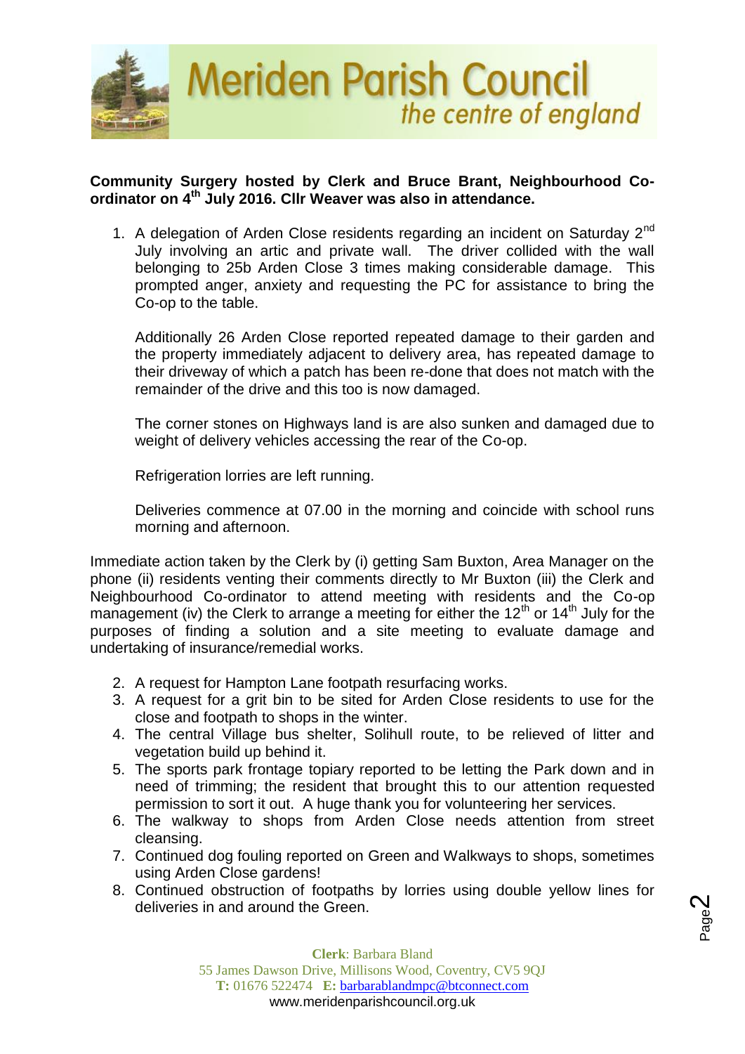**Community Surgery hosted by Clerk and Bruce Brant, Neighbourhood Co-ordinator on 4th July 2016. Cllr Weaver was also in attendance.**

1. A delegation of Arden Close residents regarding an incident on Saturday 2nd July involving an artic and private wall. The driver collided with the wall belonging to 25b Arden Close 3 times making considerable damage. This prompted anger, anxiety and requesting the PC for assistance to bring the Co-op to the table.

   Additionally 26 Arden Close reported repeated damage to their garden and the property immediately adjacent to delivery area, has repeated damage to their driveway of which a patch has been re-done that does not match with the remainder of the drive and this too is now damaged.

   The corner stones on Highways land is are also sunken and damaged due to weight of delivery vehicles accessing the rear of the Co-op.

   Refrigeration lorries are left running.

   Deliveries commence at 07.00 in the morning and coincide with school runs morning and afternoon.

Immediate action taken by the Clerk by (i) getting Sam Buxton, Area Manager on the phone (ii) residents venting their comments directly to Mr Buxton (iii) the Clerk and Neighbourhood Co-ordinator to attend meeting with residents and the Co-op management (iv) the Clerk to arrange a meeting for either the 12th or 14th July for the purposes of finding a solution and a site meeting to evaluate damage and undertaking of insurance/remedial works.

2. A request for Hampton Lane footpath resurfacing works.
3. A request for a grit bin to be sited for Arden Close residents to use for the close and footpath to shops in the winter.
4. The central Village bus shelter, Solihull route, to be relieved of litter and vegetation build up behind it.
5. The sports park frontage topiary reported to be letting the Park down and in need of trimming; the resident that brought this to our attention requested permission to sort it out. A huge thank you for volunteering her services.
6. The walkway to shops from Arden Close needs attention from street cleansing.
7. Continued dog fouling reported on Green and Walkways to shops, sometimes using Arden Close gardens!
8. Continued obstruction of footpaths by lorries using double yellow lines for deliveries in and around the Green.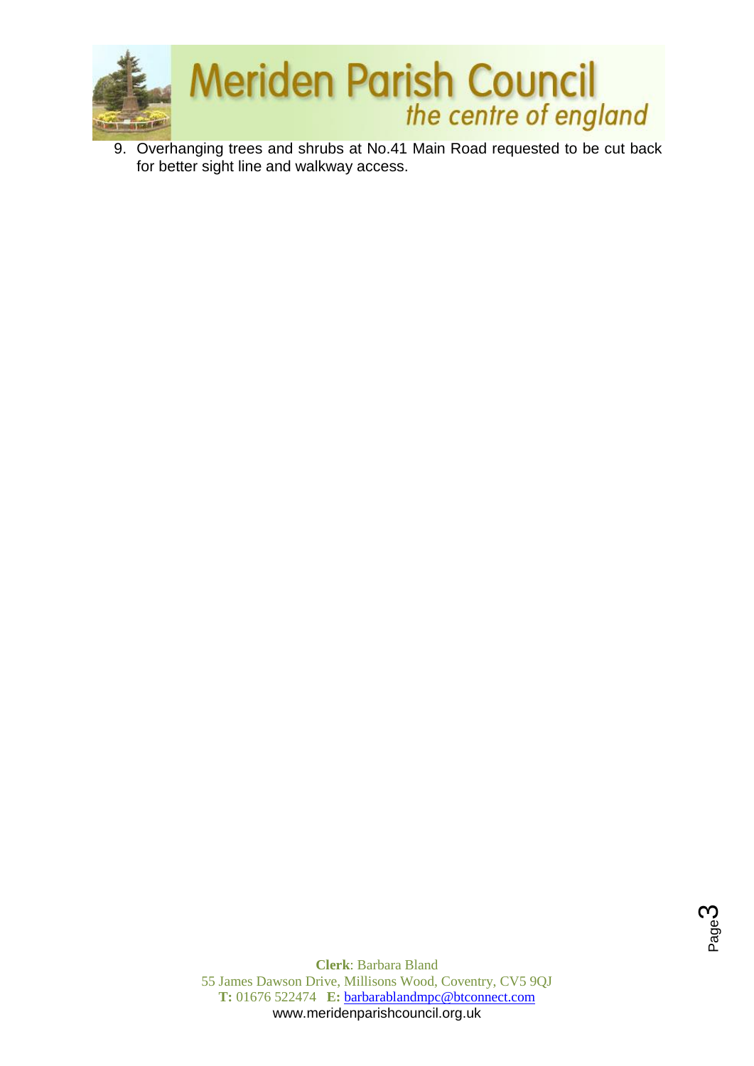9. Overhanging trees and shrubs at No.41 Main Road requested to be cut back for better sight line and walkway access.